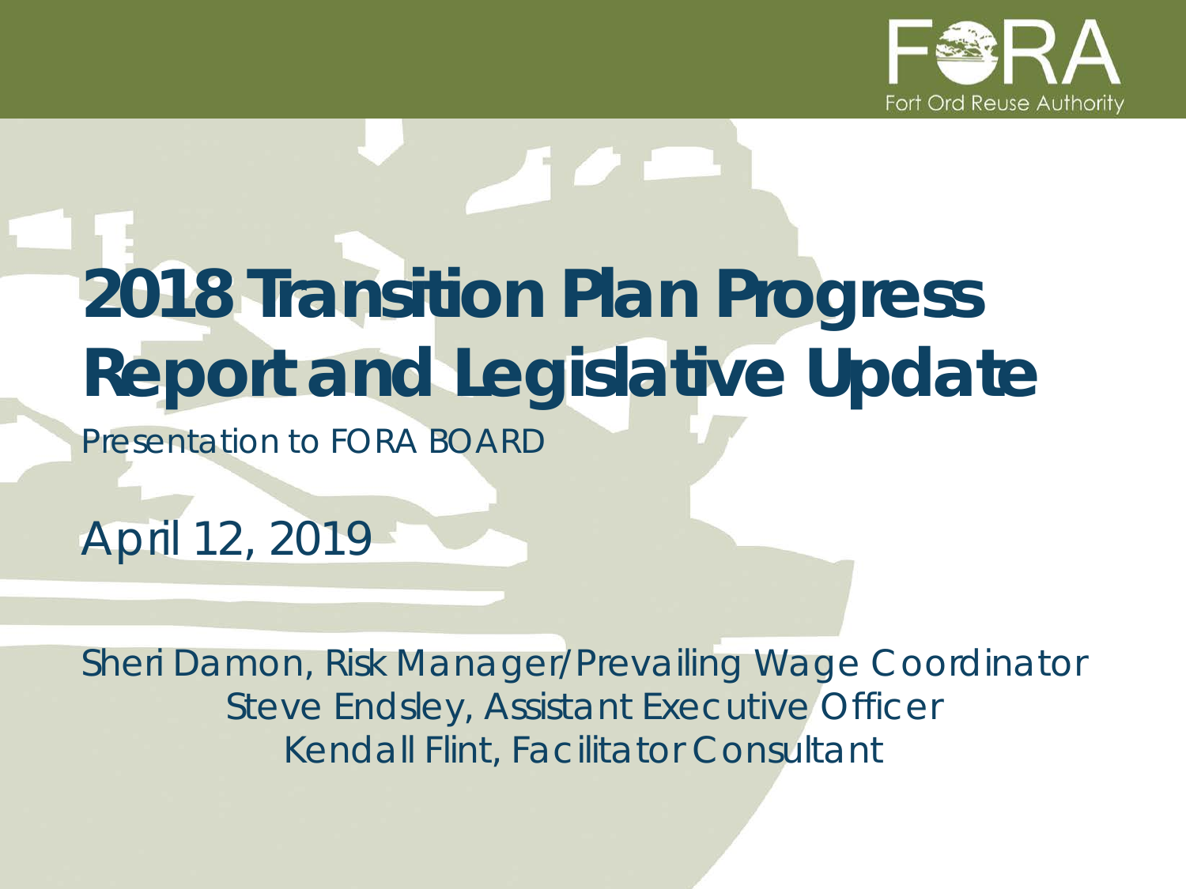FORA

Fort Ord Reuse Authority

# 2018 Transition Plan Progress Report and Legislative Update

Presentation to FORA BOARD

April 12, 2019

Sheri Damon, Risk Manager/Prevailing Wage Coordinator
Steve Endsley, Assistant Executive Officer
Kendall Flint, Facilitator Consultant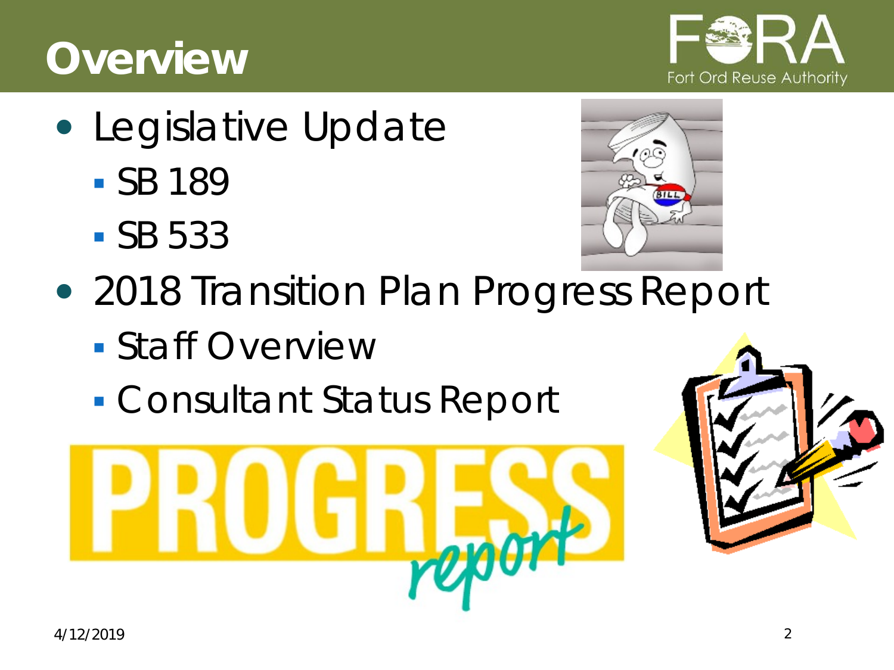# Overview

- Legislative Update
  - SB 189
  - SB 533
- 2018 Transition Plan Progress Report
  - Staff Overview
  - Consultant Status Report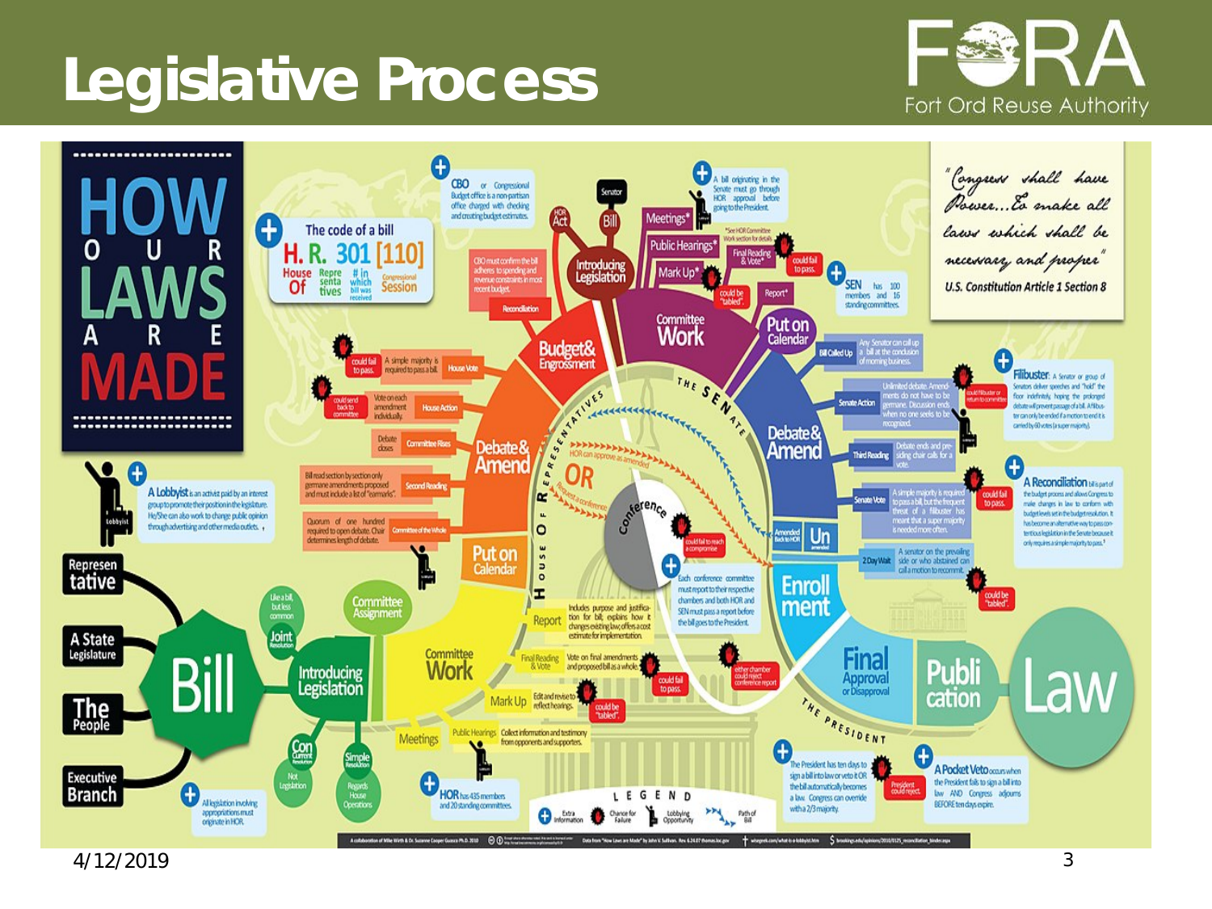# Legislative Process

Fort Ord Reuse Authority

## HOW OUR LAWS ARE MADE

"Congress shall have Power...To make all laws which shall be necessary and proper" U.S. Constitution Article 1 Section 8

**The code of a bill:** H. R. 301 [110] — House Of Representatives, # in which bill was received, Congressional Session

**A Lobbyist** is an activist paid by an interest group to promote their position in the legislature. He/She can also work to change public opinion through advertising and other media outlets.

**Bill** sources: Representative, A State Legislature, The People, Executive Branch

All legislation involving appropriations must originate in HOR.

Types: Joint Resolution (Like a bill, but less common); Con Current Resolution (Not Legislation); Simple Resolution (Regards House Operations)

### House of Representatives

- Introducing Legislation
- Committee Assignment
- Committee Work
  - Meetings
  - Public Hearings: Collect information and testimony from opponents and supporters.
  - Mark Up: Edit and revise to reflect hearings. (could be "tabled")
  - Final Reading & Vote: Vote on final amendments and proposed bill as a whole. (could fail to pass)
  - Report: Includes purpose and justification for bill, explains how it changes existing law, offers a cost estimate for implementation.
- Put on Calendar
- Debate & Amend
  - Committee of the Whole: Quorum of one hundred required to open debate. Chair determines length of debate.
  - Second Reading: Bill read section by section only germane amendments proposed and must include a list of "earmarks".
  - Committee Rises: Debate closes
  - House Action: Vote on each amendment individually. (could send back to committee)
  - House Vote: A simple majority is required to pass a bill. (could fail to pass)
- Budget & Engrossment
  - CBO or Congressional Budget office is a non-partisan office charged with checking and creating budget estimates.
  - CBO must confirm the bill adheres to spending and revenue constraints in most recent budget.
  - Reconciliation

HOR has 435 members and 20 standing committees.

HOR can approve as amended; Request a conference

### Conference

- could fail to reach a compromise
- Each conference committee must report to their respective chambers and both HOR and SEN must pass a report before the bill goes to the President.
- either chamber could reject conference report

### The Senate

A bill originating in the Senate must go through HOR approval before going to the President.

- Introducing Legislation (Senator, Bill, HOR Act)
- Committee Work
  - Meetings* (*See HOR Committee Work section for details)
  - Public Hearings*
  - Mark Up* (could be "tabled")
  - Final Reading & Vote* (could fail to pass)
  - Report*
- Put on Calendar
  - Bill Called Up: Any Senator can call up a bill at the conclusion of morning business.
- Debate & Amend
  - Senate Action: Unlimited debate. Amendments do not have to be germane. Discussion ends when no one seeks to be recognized. (could filibuster or return to committee)
  - Third Reading: Debate ends and presiding chair calls for a vote.
  - Senate Vote: A simple majority is required to pass a bill, but the frequent threat of a filibuster has meant that a super majority is needed more often. (could fail to pass)
  - Amended Back to HOR
  - Un amended
  - 2 Day Wait: A senator on the prevailing side or who abstained can call a motion to recommit. (could be "tabled")

SEN has 100 members and 16 standing committees.

**Filibuster:** A Senator or group of Senators deliver speeches and "hold" the floor indefinitely, hoping the prolonged debate will prevent passage of a bill. A filibuster can only be ended if a motion to end it is carried by 60 votes (a super majority).

**A Reconciliation** bill is part of the budget process and allows Congress to make changes in law to conform with budget levels set in the budget resolution. It has become an alternative way to pass contentious legislation in the Senate because it only requires a simple majority to pass.

### The President

- Enrollment
- Final Approval or Disapproval
- Publication
- Law

The President has ten days to sign a bill into law or veto it OR the bill automatically becomes a law. Congress can override with a 2/3 majority. (President could reject)

**A Pocket Veto** occurs when the President fails to sign a bill into law AND Congress adjourns BEFORE ten days expire.

**LEGEND:** Extra Information; Chance for Failure; Lobbying Opportunity; Path of Bill

A collaboration of Mike Wirth & Dr. Suzanne Cooper Guasco Ph.D. 2010. Data from "How Our Laws are Made" by John V. Sullivan. Rev. 6.24.07 thomas.loc.gov

4/12/2019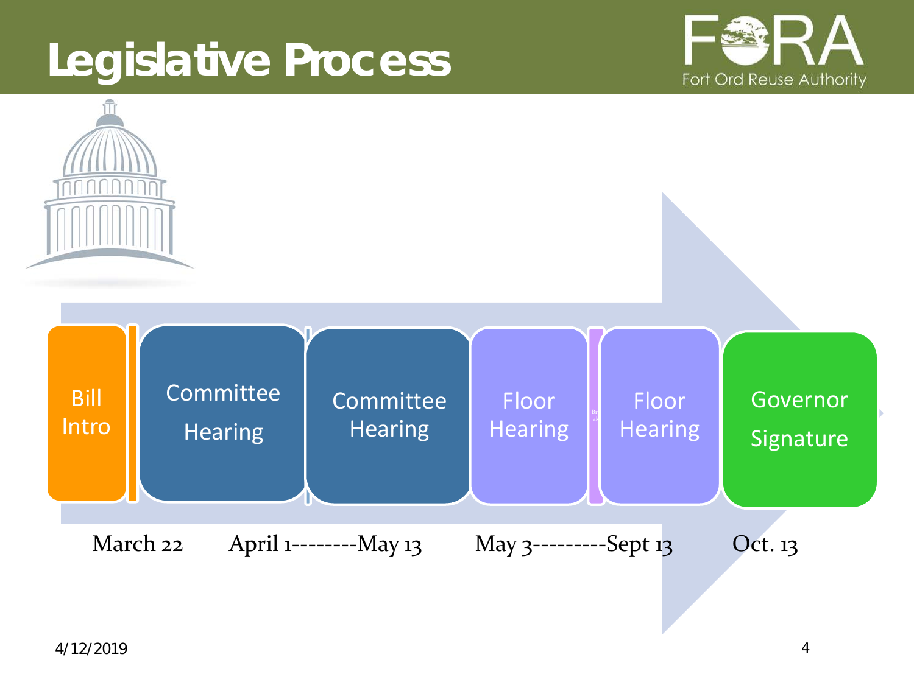# Legislative Process

Bill Intro → Committee Hearing → Committee Hearing → Floor Hearing → Floor Hearing → Governor Signature

March 22 | April 1--------May 13 | May 3---------Sept 13 | Oct. 13

4/12/2019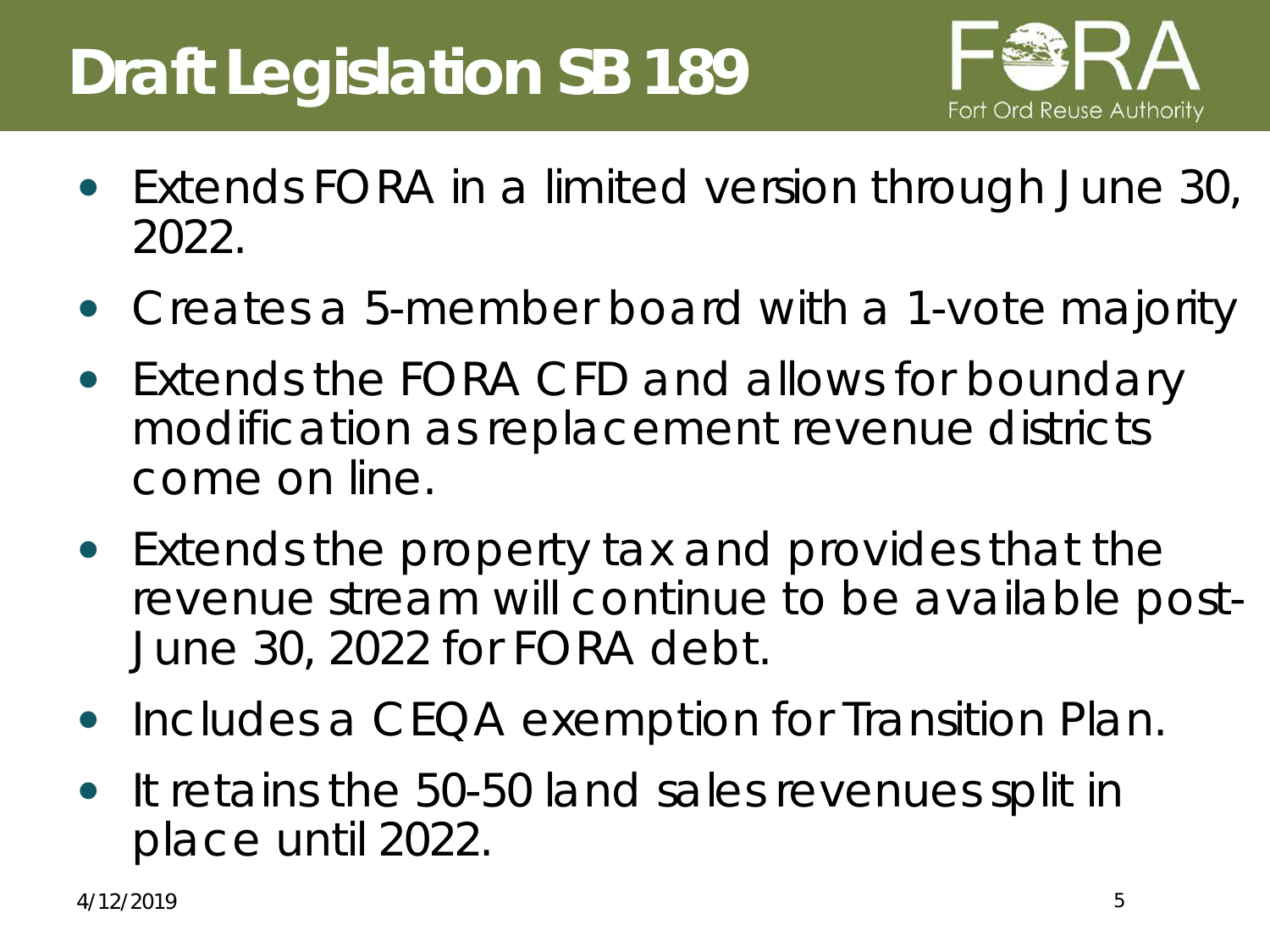# Draft Legislation SB 189

- Extends FORA in a limited version through June 30, 2022.
- Creates a 5-member board with a 1-vote majority
- Extends the FORA CFD and allows for boundary modification as replacement revenue districts come on line.
- Extends the property tax and provides that the revenue stream will continue to be available post-June 30, 2022 for FORA debt.
- Includes a CEQA exemption for Transition Plan.
- It retains the 50-50 land sales revenues split in place until 2022.

4/12/2019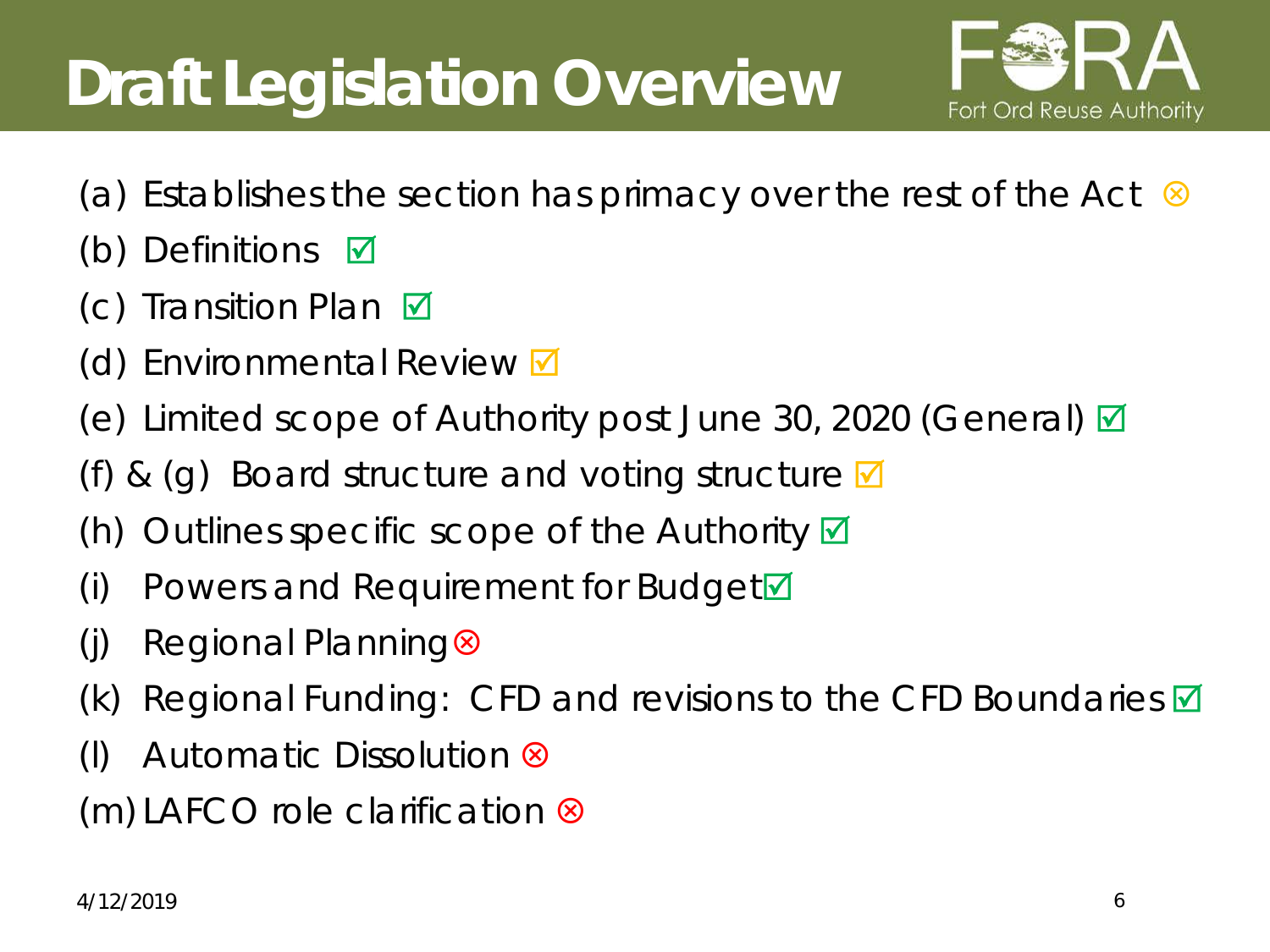# Draft Legislation Overview

Fort Ord Reuse Authority

- (a) Establishes the section has primacy over the rest of the Act ⊗
- (b) Definitions ☑
- (c) Transition Plan ☑
- (d) Environmental Review ☑
- (e) Limited scope of Authority post June 30, 2020 (General) ☑
- (f) & (g) Board structure and voting structure ☑
- (h) Outlines specific scope of the Authority ☑
- (i) Powers and Requirement for Budget ☑
- (j) Regional Planning ⊗
- (k) Regional Funding: CFD and revisions to the CFD Boundaries ☑
- (l) Automatic Dissolution ⊗
- (m) LAFCO role clarification ⊗

4/12/2019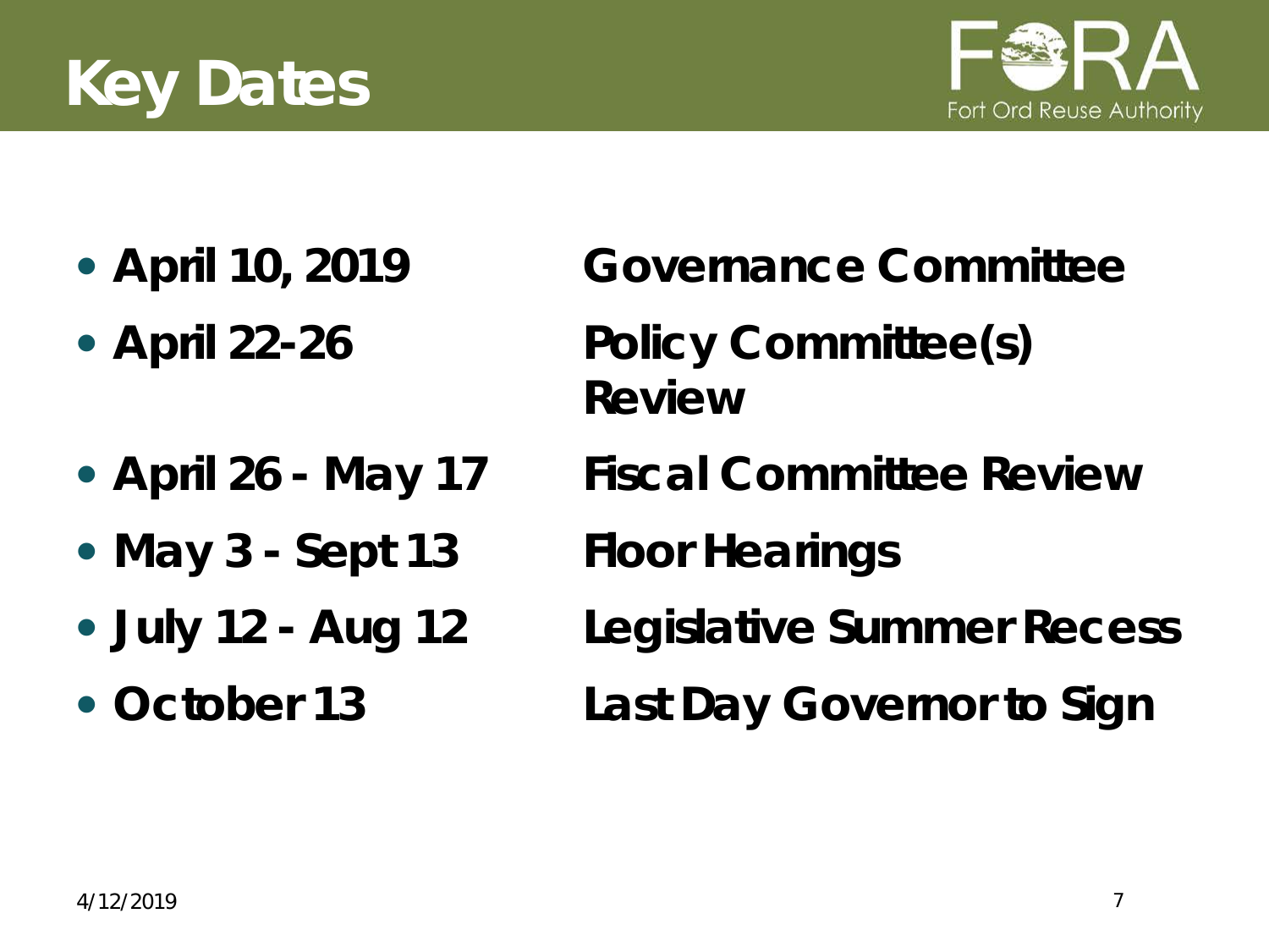# Key Dates

- **April 10, 2019** — **Governance Committee**
- **April 22-26** — **Policy Committee(s) Review**
- **April 26 - May 17** — **Fiscal Committee Review**
- **May 3 - Sept 13** — **Floor Hearings**
- **July 12 - Aug 12** — **Legislative Summer Recess**
- **October 13** — **Last Day Governor to Sign**

4/12/2019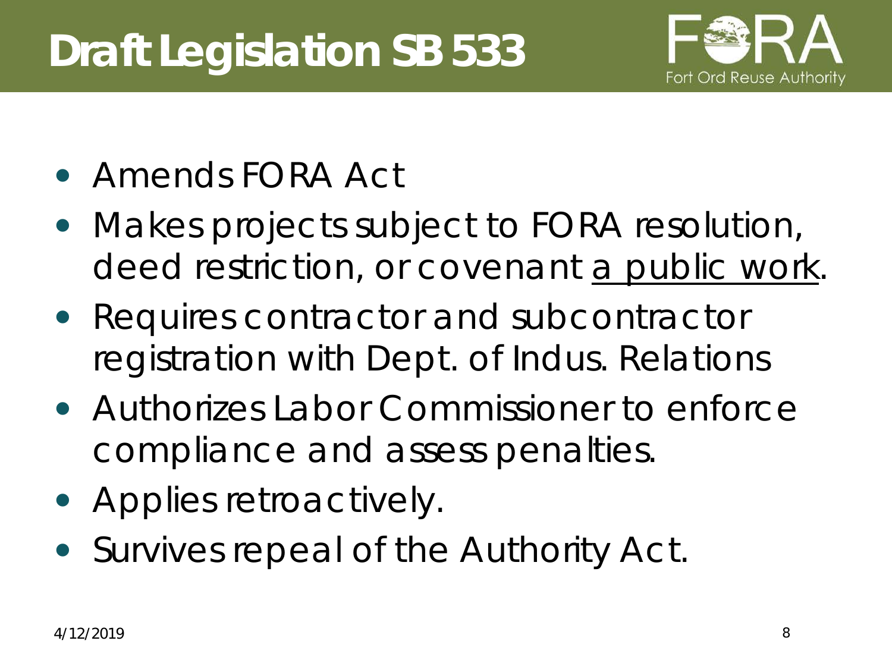# Draft Legislation SB 533

- Amends FORA Act
- Makes projects subject to FORA resolution, deed restriction, or covenant <u>a public work</u>.
- Requires contractor and subcontractor registration with Dept. of Indus. Relations
- Authorizes Labor Commissioner to enforce compliance and assess penalties.
- Applies retroactively.
- Survives repeal of the Authority Act.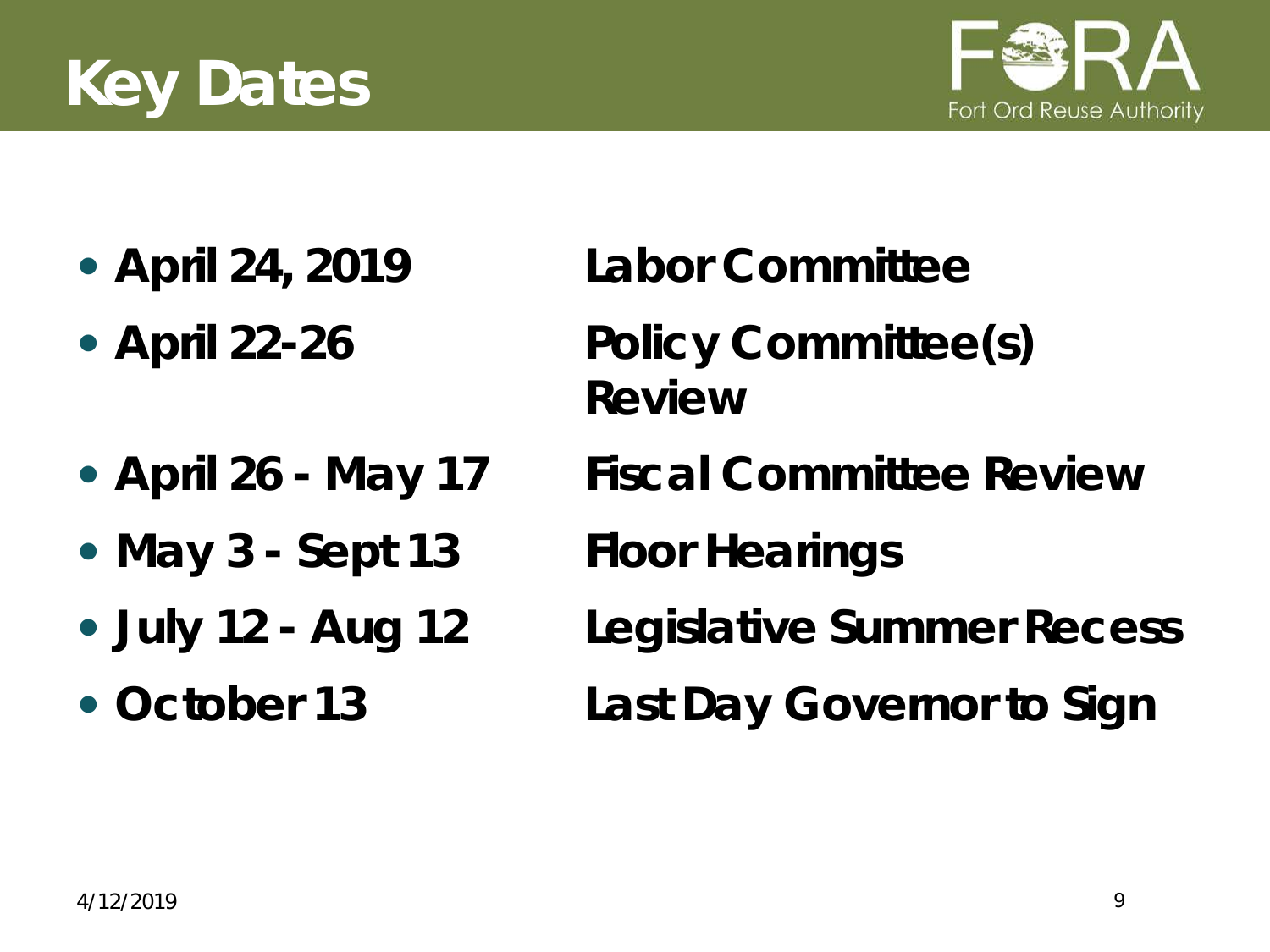# Key Dates

- **April 24, 2019** — **Labor Committee**
- **April 22-26** — **Policy Committee(s) Review**
- **April 26 - May 17** — **Fiscal Committee Review**
- **May 3 - Sept 13** — **Floor Hearings**
- **July 12 - Aug 12** — **Legislative Summer Recess**
- **October 13** — **Last Day Governor to Sign**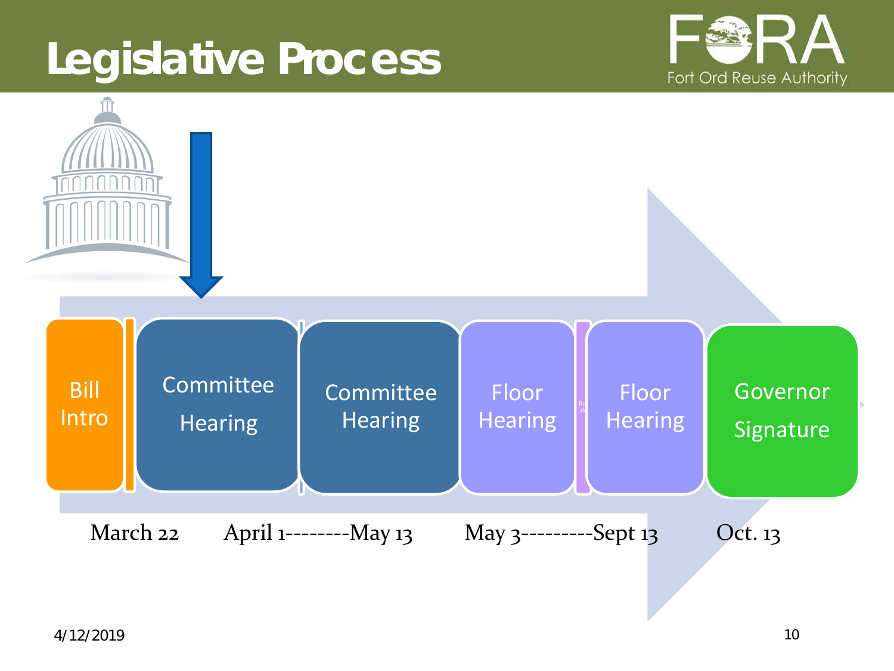# Legislative Process

Fort Ord Reuse Authority

Bill Intro → Committee Hearing → Committee Hearing → Floor Hearing → Floor Hearing → Governor Signature

March 22 | April 1--------May 13 | May 3---------Sept 13 | Oct. 13

4/12/2019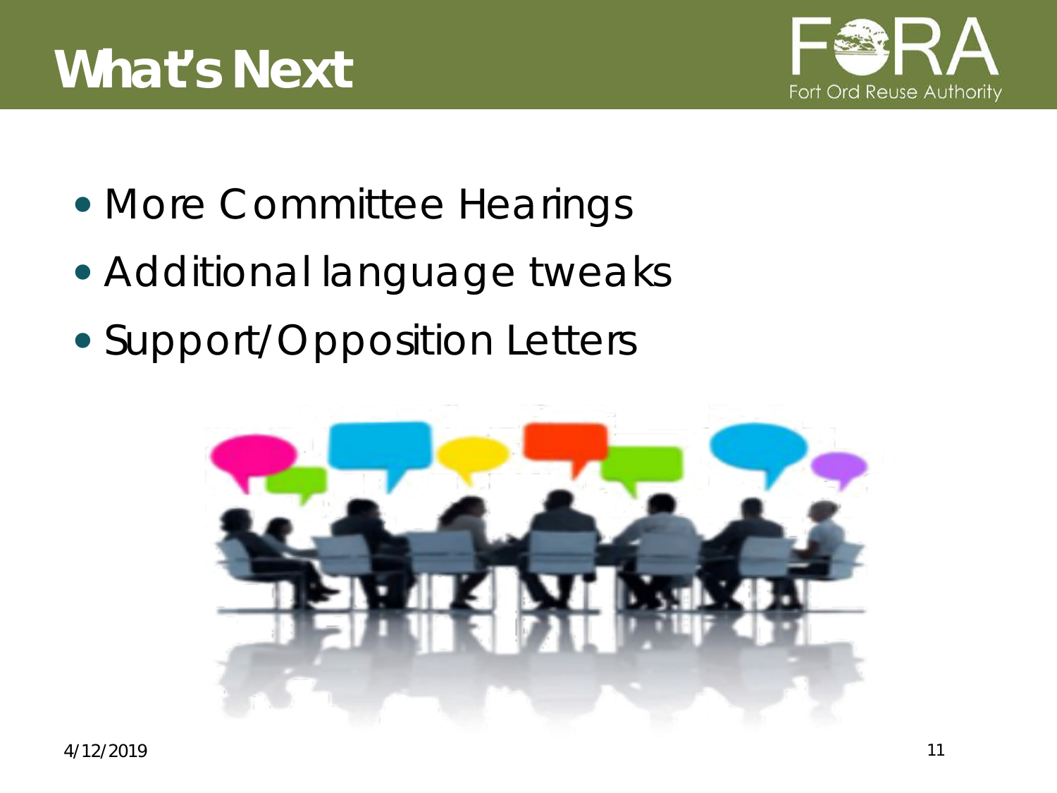# What's Next

- More Committee Hearings
- Additional language tweaks
- Support/Opposition Letters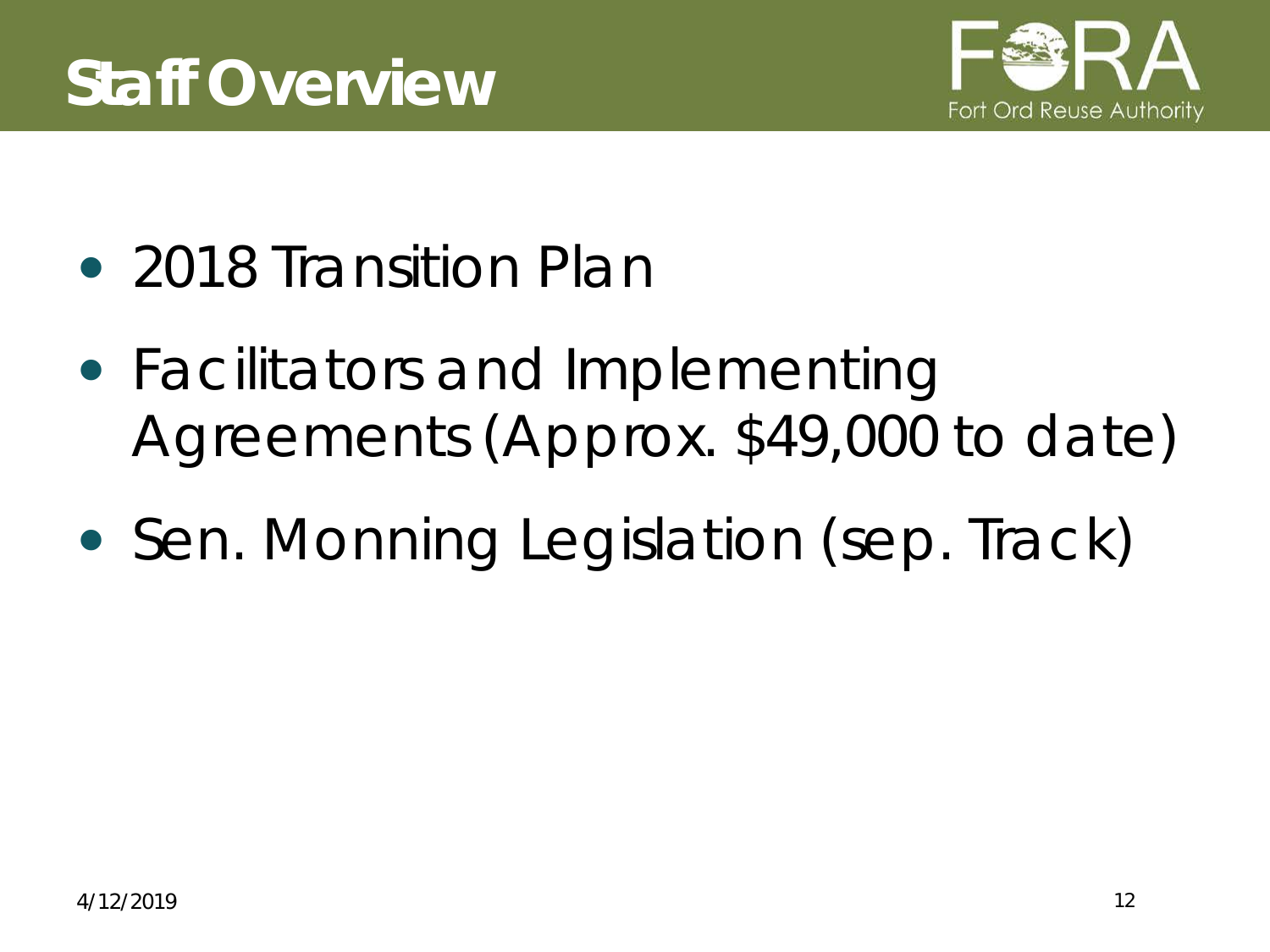# Staff Overview

- 2018 Transition Plan
- Facilitators and Implementing Agreements (Approx. $49,000 to date)
- Sen. Monning Legislation (sep. Track)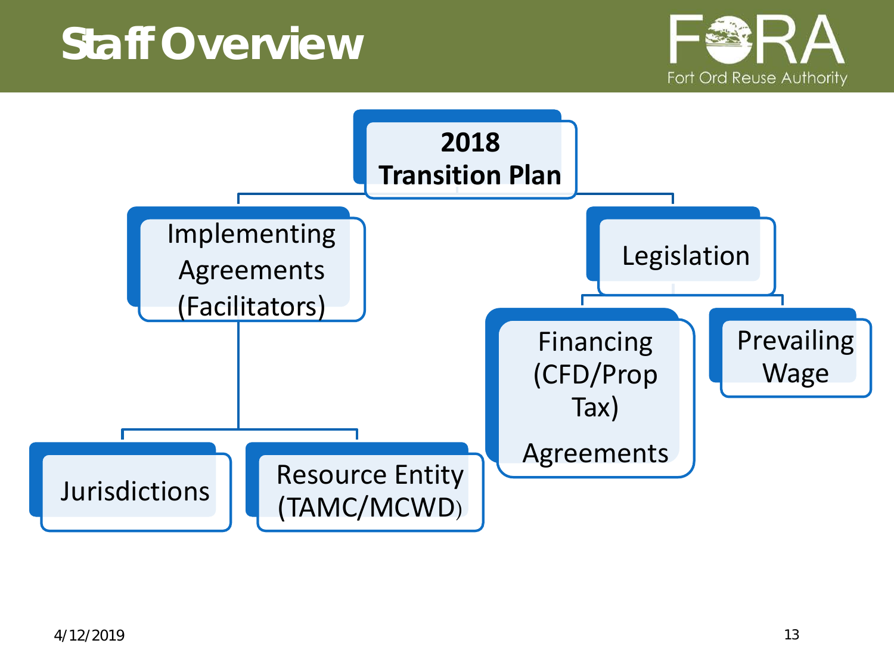# Staff Overview

Fort Ord Reuse Authority

- **2018 Transition Plan**
  - Implementing Agreements (Facilitators)
    - Jurisdictions
    - Resource Entity (TAMC/MCWD)
  - Legislation
    - Financing (CFD/Prop Tax) Agreements
    - Prevailing Wage

4/12/2019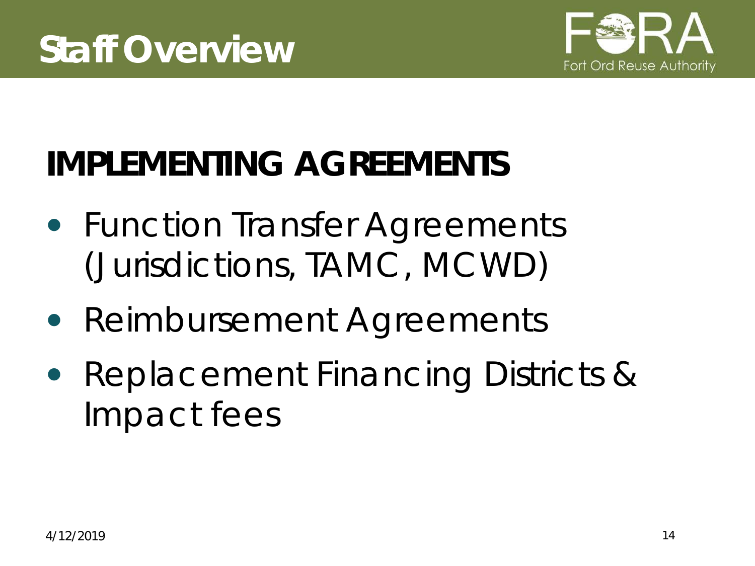# Staff Overview

## IMPLEMENTING AGREEMENTS

- Function Transfer Agreements (Jurisdictions, TAMC, MCWD)
- Reimbursement Agreements
- Replacement Financing Districts & Impact fees

4/12/2019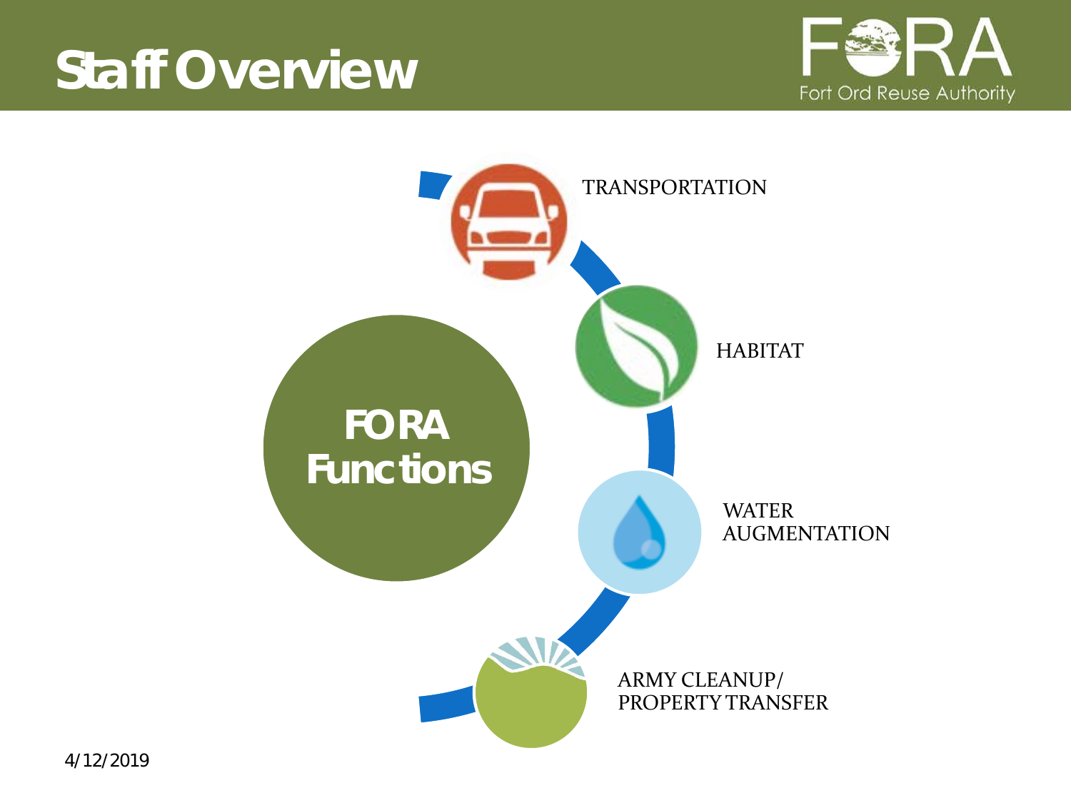# Staff Overview

Fort Ord Reuse Authority

**FORA Functions**

- TRANSPORTATION
- HABITAT
- WATER AUGMENTATION
- ARMY CLEANUP/ PROPERTY TRANSFER

4/12/2019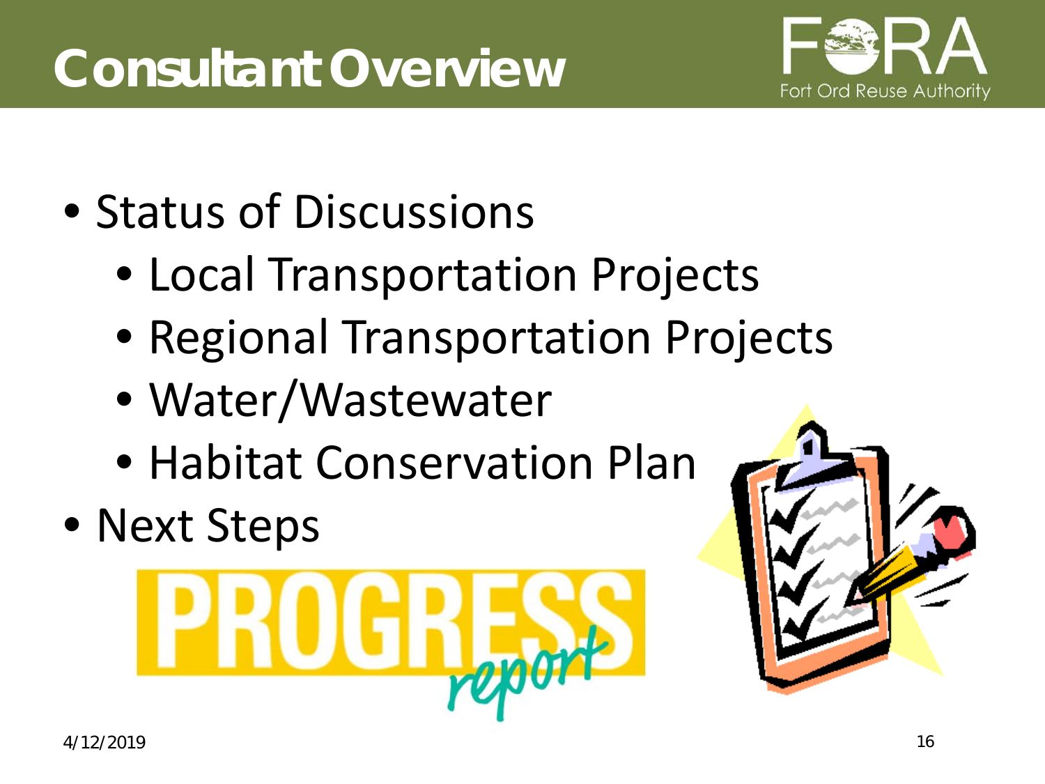# Consultant Overview

- Status of Discussions
  - Local Transportation Projects
  - Regional Transportation Projects
  - Water/Wastewater
  - Habitat Conservation Plan
- Next Steps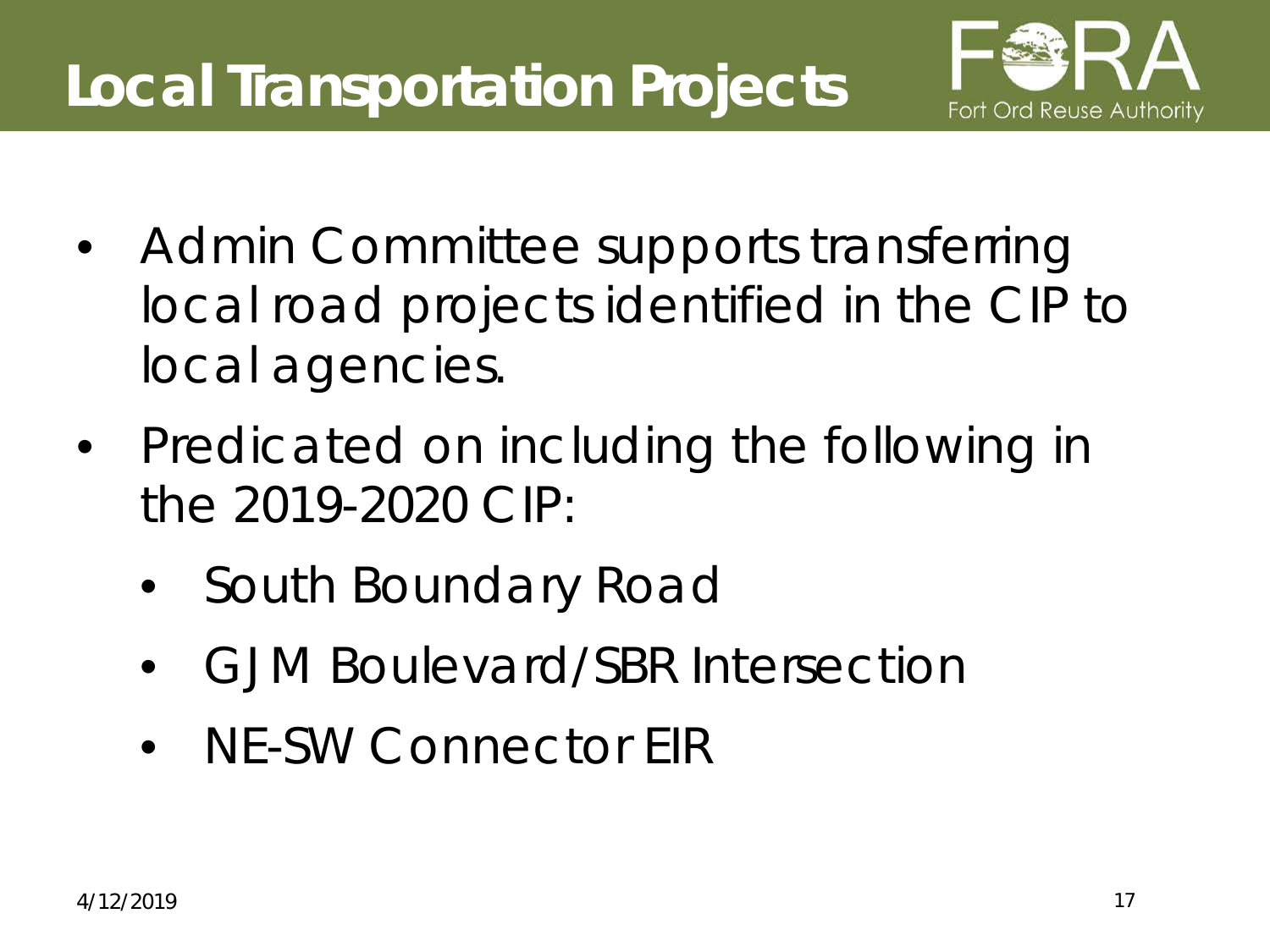# Local Transportation Projects

- Admin Committee supports transferring local road projects identified in the CIP to local agencies.
- Predicated on including the following in the 2019-2020 CIP:
  - South Boundary Road
  - GJM Boulevard/SBR Intersection
  - NE-SW Connector EIR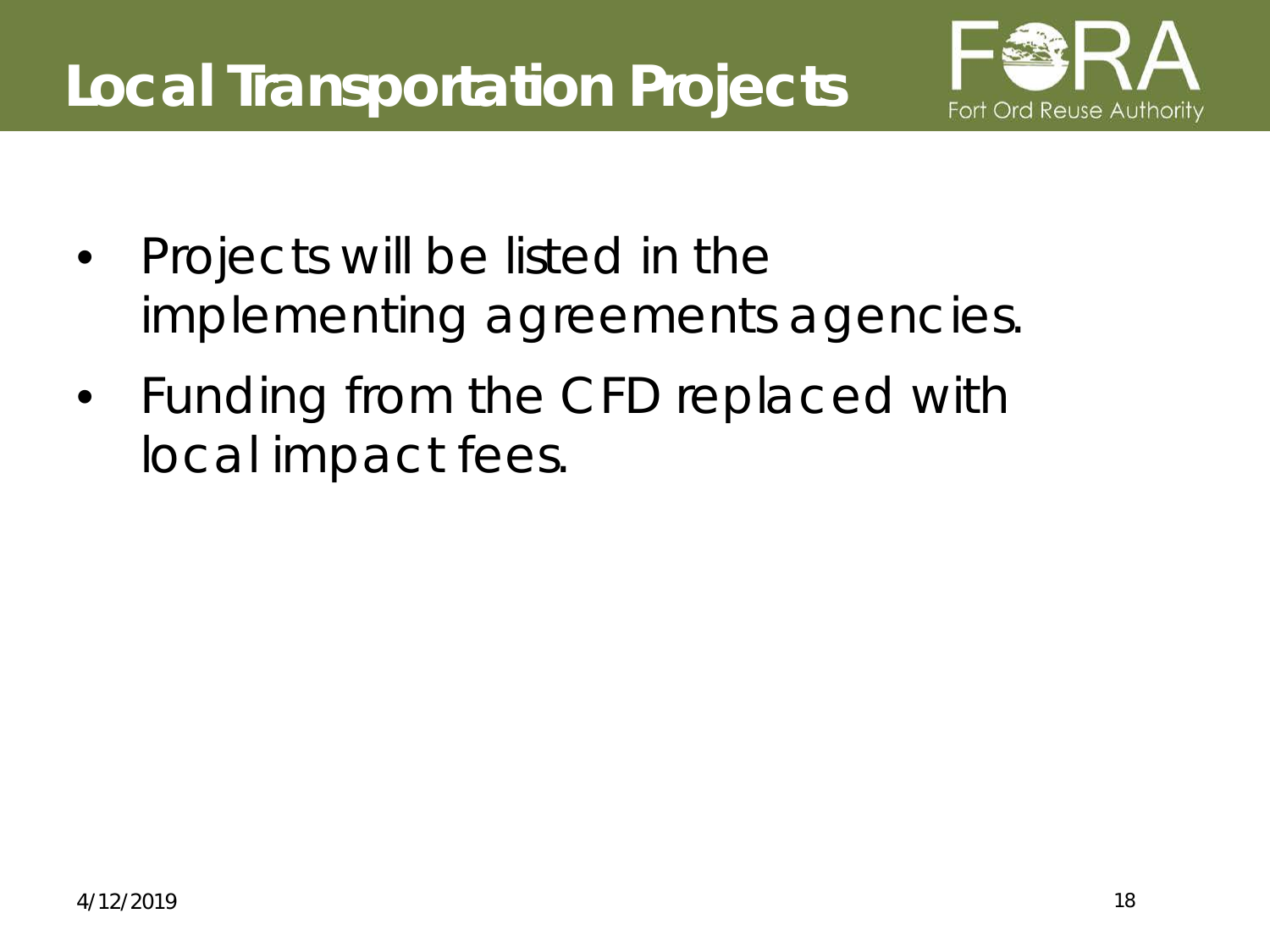# Local Transportation Projects

- Projects will be listed in the implementing agreements agencies.
- Funding from the CFD replaced with local impact fees.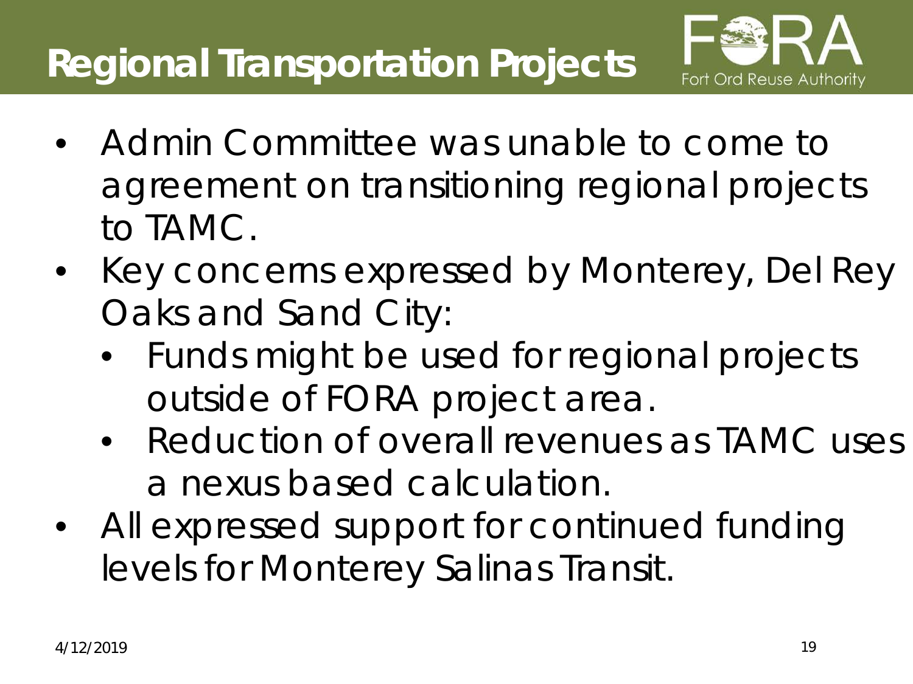# Regional Transportation Projects

- Admin Committee was unable to come to agreement on transitioning regional projects to TAMC.
- Key concerns expressed by Monterey, Del Rey Oaks and Sand City:
  - Funds might be used for regional projects outside of FORA project area.
  - Reduction of overall revenues as TAMC uses a nexus based calculation.
- All expressed support for continued funding levels for Monterey Salinas Transit.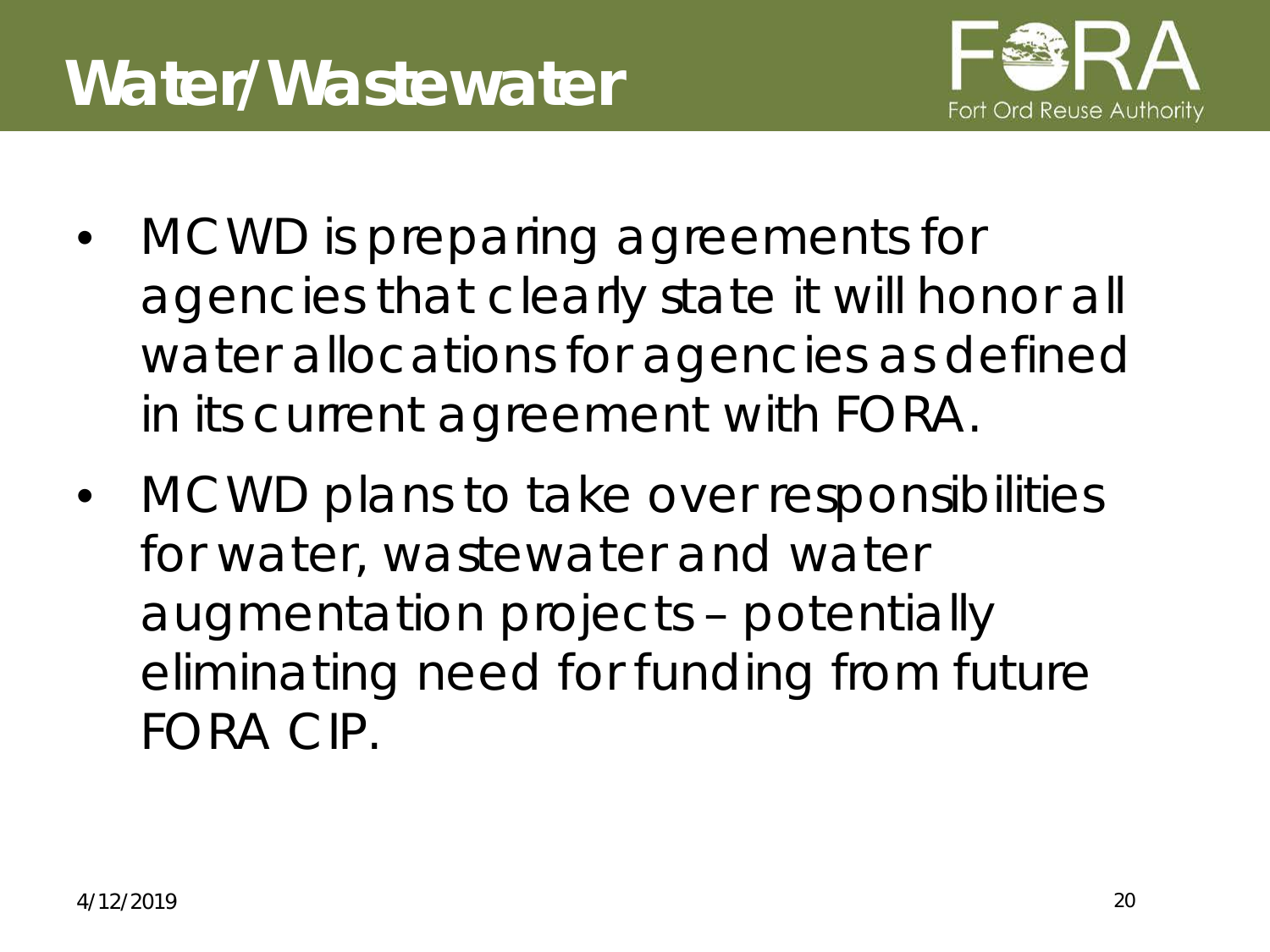# Water/Wastewater

- MCWD is preparing agreements for agencies that clearly state it will honor all water allocations for agencies as defined in its current agreement with FORA.
- MCWD plans to take over responsibilities for water, wastewater and water augmentation projects – potentially eliminating need for funding from future FORA CIP.

4/12/2019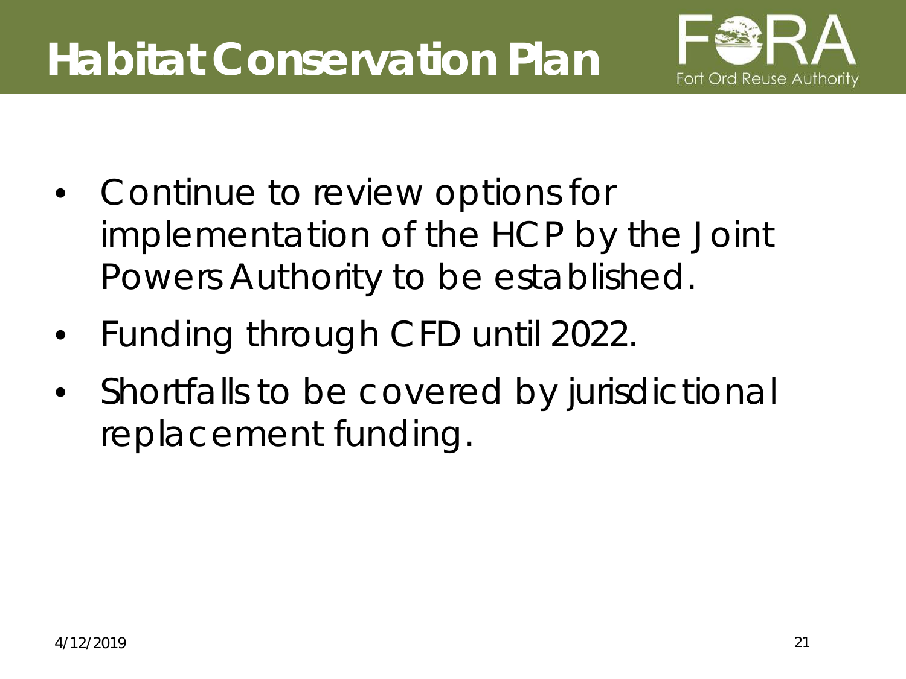# Habitat Conservation Plan

- Continue to review options for implementation of the HCP by the Joint Powers Authority to be established.
- Funding through CFD until 2022.
- Shortfalls to be covered by jurisdictional replacement funding.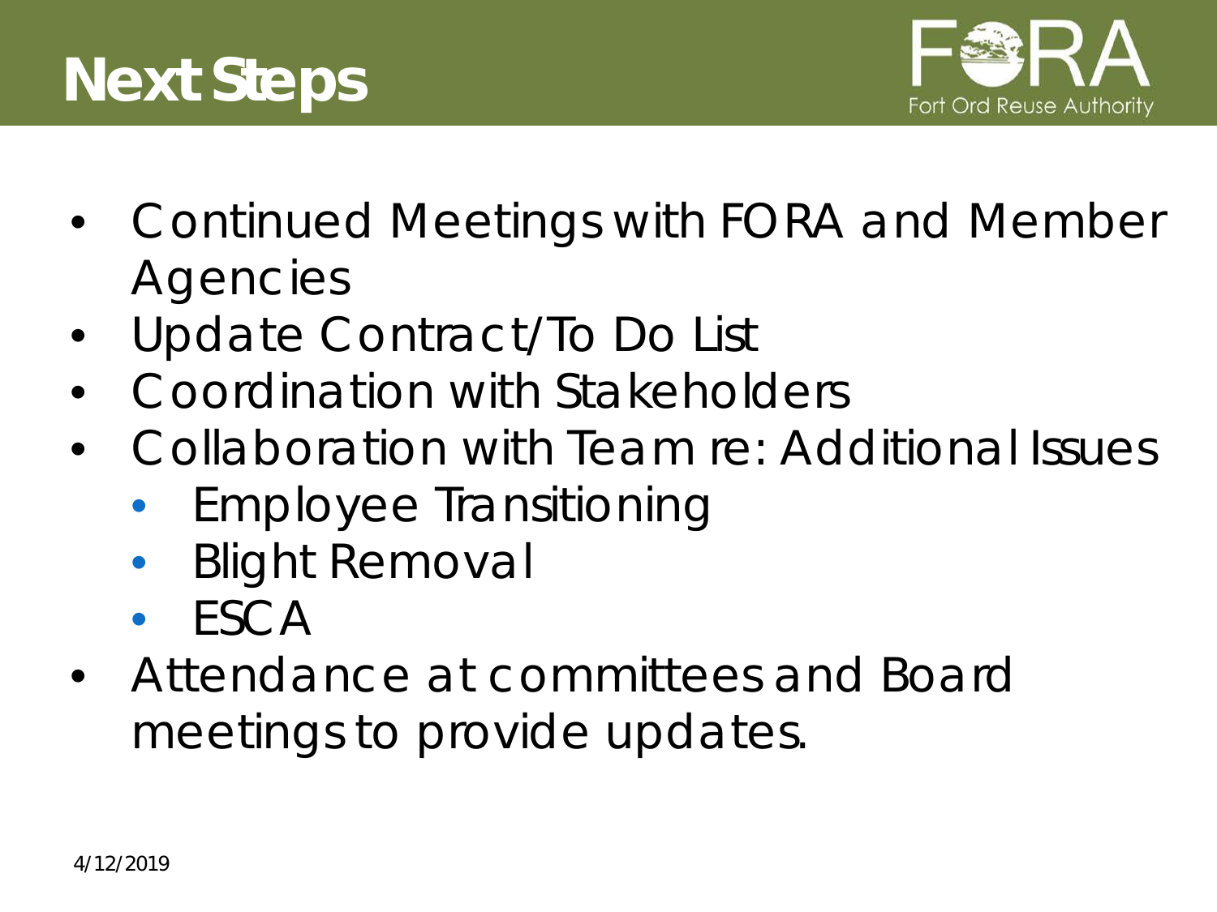# Next Steps

- Continued Meetings with FORA and Member Agencies
- Update Contract/To Do List
- Coordination with Stakeholders
- Collaboration with Team re: Additional Issues
  - Employee Transitioning
  - Blight Removal
  - ESCA
- Attendance at committees and Board meetings to provide updates.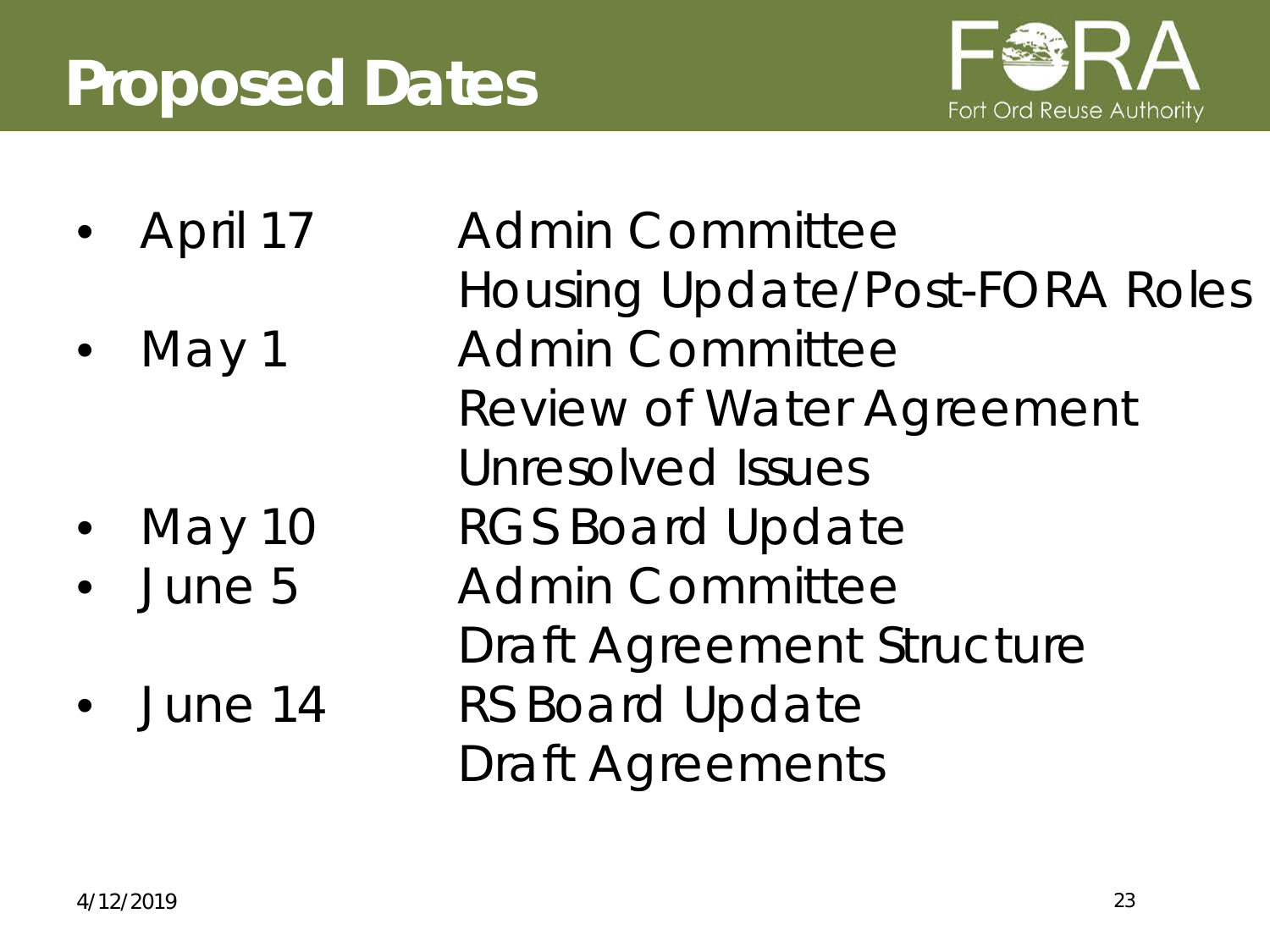# Proposed Dates

- April 17 — Admin Committee
  Housing Update/Post-FORA Roles
- May 1 — Admin Committee
  Review of Water Agreement
  Unresolved Issues
- May 10 — RGS Board Update
- June 5 — Admin Committee
  Draft Agreement Structure
- June 14 — RS Board Update
  Draft Agreements

4/12/2019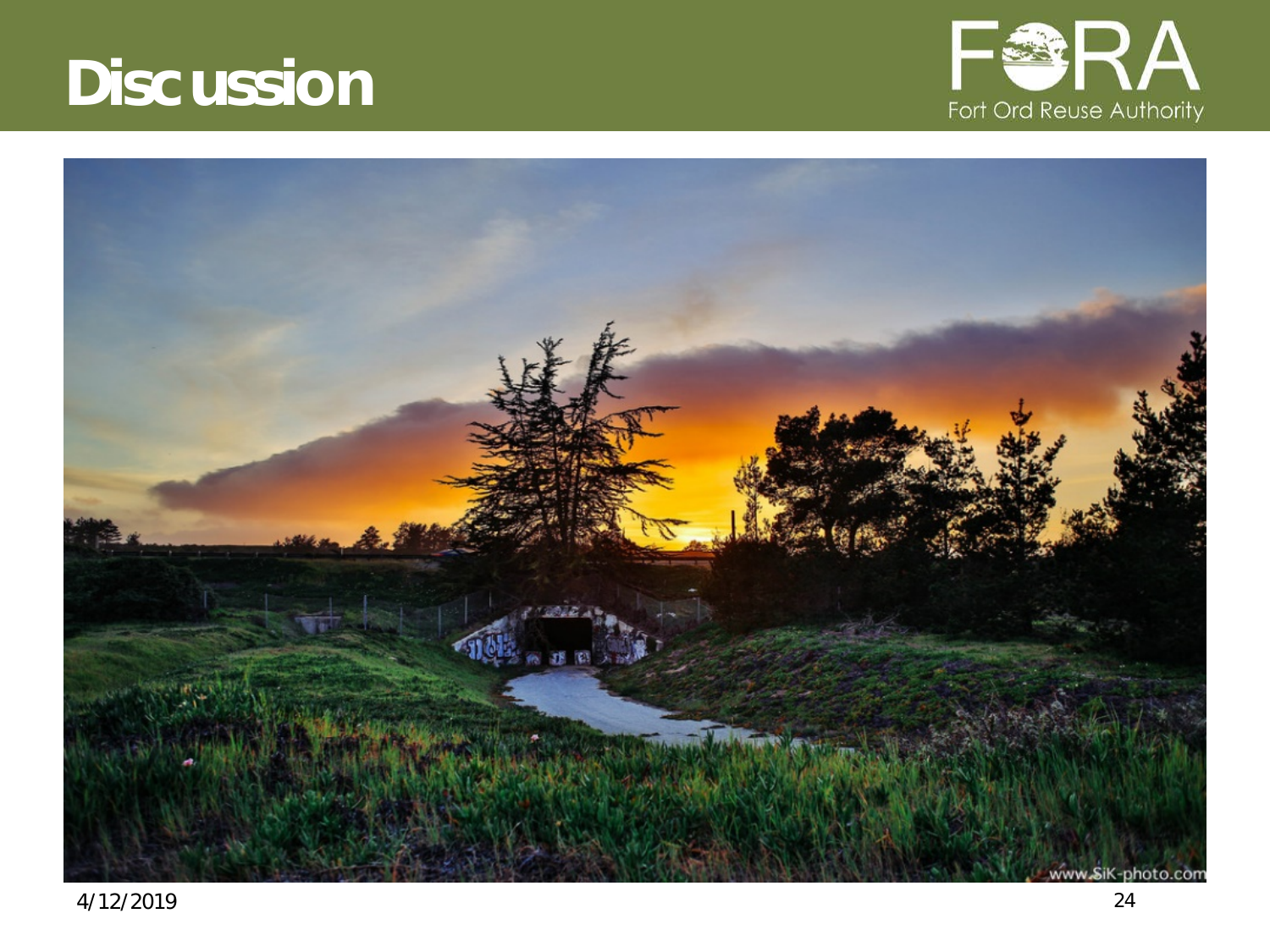# Discussion

Fort Ord Reuse Authority